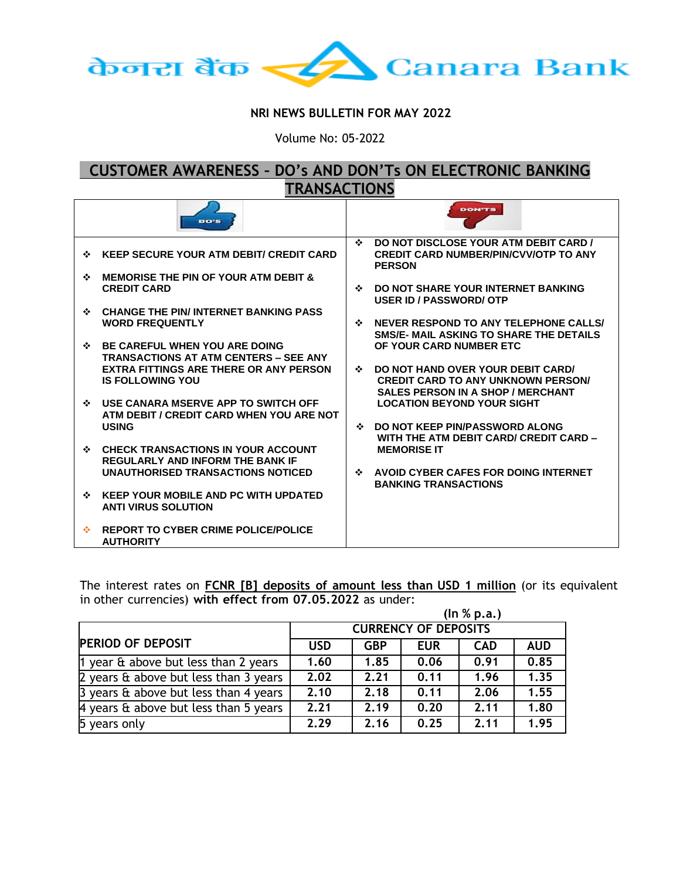केनरा बैंक Canara Bank

**NRI NEWS BULLETIN FOR MAY 2022**

Volume No: 05-2022

## CUSTOMER AWARENESS – DO's AND DON'Ts ON ELECTRONIC BANKING TRANSACTIONS

| DO'S | DON'TS |
|---|---|
| ❖ KEEP SECURE YOUR ATM DEBIT/ CREDIT CARD<br>❖ MEMORISE THE PIN OF YOUR ATM DEBIT & CREDIT CARD<br>❖ CHANGE THE PIN/ INTERNET BANKING PASS WORD FREQUENTLY<br>❖ BE CAREFUL WHEN YOU ARE DOING TRANSACTIONS AT ATM CENTERS – SEE ANY EXTRA FITTINGS ARE THERE OR ANY PERSON IS FOLLOWING YOU<br>❖ USE CANARA MSERVE APP TO SWITCH OFF ATM DEBIT / CREDIT CARD WHEN YOU ARE NOT USING<br>❖ CHECK TRANSACTIONS IN YOUR ACCOUNT REGULARLY AND INFORM THE BANK IF UNAUTHORISED TRANSACTIONS NOTICED<br>❖ KEEP YOUR MOBILE AND PC WITH UPDATED ANTI VIRUS SOLUTION<br>❖ REPORT TO CYBER CRIME POLICE/POLICE AUTHORITY | ❖ DO NOT DISCLOSE YOUR ATM DEBIT CARD / CREDIT CARD NUMBER/PIN/CVV/OTP TO ANY PERSON<br>❖ DO NOT SHARE YOUR INTERNET BANKING USER ID / PASSWORD/ OTP<br>❖ NEVER RESPOND TO ANY TELEPHONE CALLS/ SMS/E- MAIL ASKING TO SHARE THE DETAILS OF YOUR CARD NUMBER ETC<br>❖ DO NOT HAND OVER YOUR DEBIT CARD/ CREDIT CARD TO ANY UNKNOWN PERSON/ SALES PERSON IN A SHOP / MERCHANT LOCATION BEYOND YOUR SIGHT<br>❖ DO NOT KEEP PIN/PASSWORD ALONG WITH THE ATM DEBIT CARD/ CREDIT CARD – MEMORISE IT<br>❖ AVOID CYBER CAFES FOR DOING INTERNET BANKING TRANSACTIONS |

The interest rates on **FCNR [B] deposits of amount less than USD 1 million** (or its equivalent in other currencies) **with effect from 07.05.2022** as under:

**(In % p.a.)**

| PERIOD OF DEPOSIT | CURRENCY OF DEPOSITS | | | | |
|---|---|---|---|---|---|
| | USD | GBP | EUR | CAD | AUD |
| 1 year & above but less than 2 years | 1.60 | 1.85 | 0.06 | 0.91 | 0.85 |
| 2 years & above but less than 3 years | 2.02 | 2.21 | 0.11 | 1.96 | 1.35 |
| 3 years & above but less than 4 years | 2.10 | 2.18 | 0.11 | 2.06 | 1.55 |
| 4 years & above but less than 5 years | 2.21 | 2.19 | 0.20 | 2.11 | 1.80 |
| 5 years only | 2.29 | 2.16 | 0.25 | 2.11 | 1.95 |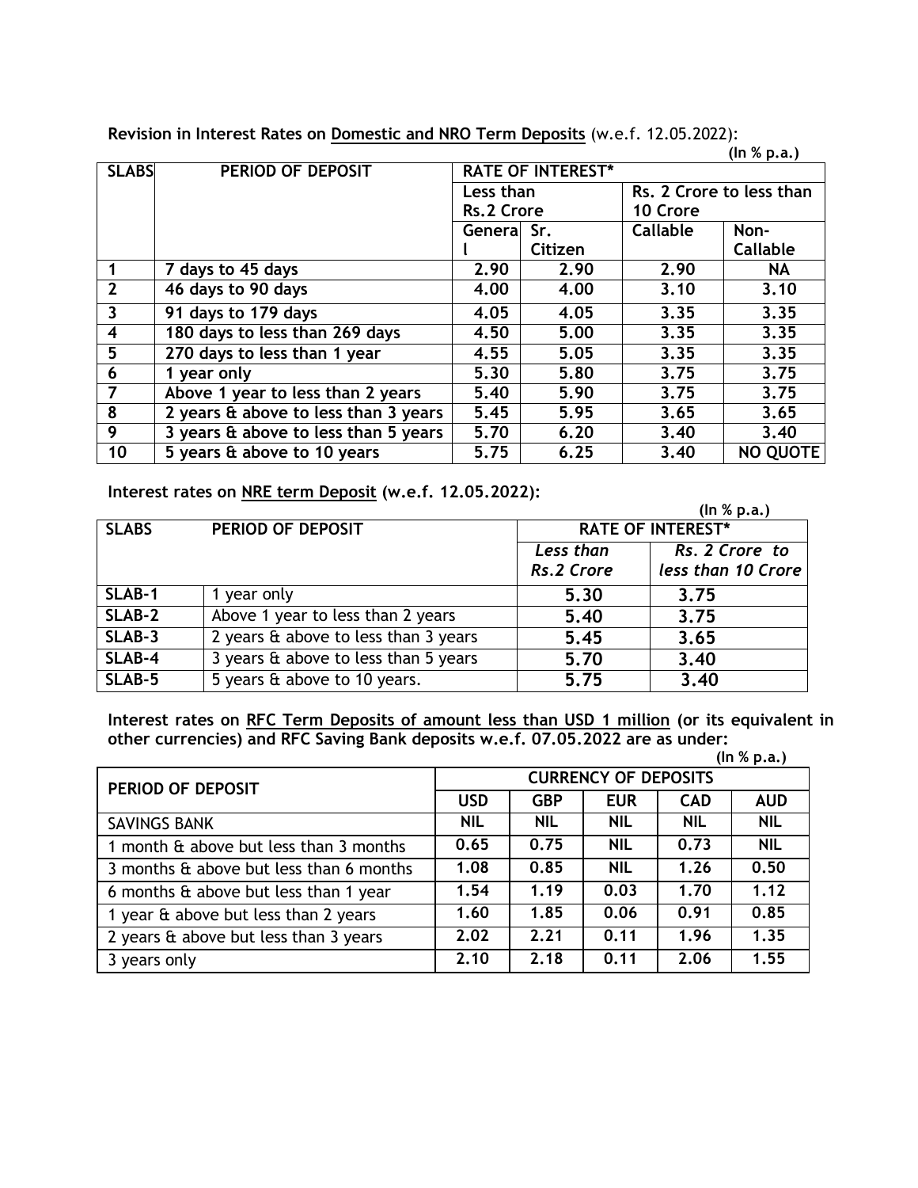**Revision in Interest Rates on Domestic and NRO Term Deposits** (w.e.f. 12.05.2022):

**(In % p.a.)**

| SLABS | PERIOD OF DEPOSIT | RATE OF INTEREST* | | | |
|---|---|---|---|---|---|
| | | Less than Rs.2 Crore | | Rs. 2 Crore to less than 10 Crore | |
| | | General | Sr. Citizen | Callable | Non-Callable |
| 1 | 7 days to 45 days | 2.90 | 2.90 | 2.90 | NA |
| 2 | 46 days to 90 days | 4.00 | 4.00 | 3.10 | 3.10 |
| 3 | 91 days to 179 days | 4.05 | 4.05 | 3.35 | 3.35 |
| 4 | 180 days to less than 269 days | 4.50 | 5.00 | 3.35 | 3.35 |
| 5 | 270 days to less than 1 year | 4.55 | 5.05 | 3.35 | 3.35 |
| 6 | 1 year only | 5.30 | 5.80 | 3.75 | 3.75 |
| 7 | Above 1 year to less than 2 years | 5.40 | 5.90 | 3.75 | 3.75 |
| 8 | 2 years & above to less than 3 years | 5.45 | 5.95 | 3.65 | 3.65 |
| 9 | 3 years & above to less than 5 years | 5.70 | 6.20 | 3.40 | 3.40 |
| 10 | 5 years & above to 10 years | 5.75 | 6.25 | 3.40 | NO QUOTE |

**Interest rates on NRE term Deposit (w.e.f. 12.05.2022):**

**(In % p.a.)**

| SLABS | PERIOD OF DEPOSIT | RATE OF INTEREST* | |
|---|---|---|---|
| | | *Less than Rs.2 Crore* | *Rs. 2 Crore to less than 10 Crore* |
| SLAB-1 | 1 year only | 5.30 | 3.75 |
| SLAB-2 | Above 1 year to less than 2 years | 5.40 | 3.75 |
| SLAB-3 | 2 years & above to less than 3 years | 5.45 | 3.65 |
| SLAB-4 | 3 years & above to less than 5 years | 5.70 | 3.40 |
| SLAB-5 | 5 years & above to 10 years. | 5.75 | 3.40 |

**Interest rates on RFC Term Deposits of amount less than USD 1 million (or its equivalent in other currencies) and RFC Saving Bank deposits w.e.f. 07.05.2022 are as under:**

**(In % p.a.)**

| PERIOD OF DEPOSIT | CURRENCY OF DEPOSITS | | | | |
|---|---|---|---|---|---|
| | USD | GBP | EUR | CAD | AUD |
| SAVINGS BANK | NIL | NIL | NIL | NIL | NIL |
| 1 month & above but less than 3 months | 0.65 | 0.75 | NIL | 0.73 | NIL |
| 3 months & above but less than 6 months | 1.08 | 0.85 | NIL | 1.26 | 0.50 |
| 6 months & above but less than 1 year | 1.54 | 1.19 | 0.03 | 1.70 | 1.12 |
| 1 year & above but less than 2 years | 1.60 | 1.85 | 0.06 | 0.91 | 0.85 |
| 2 years & above but less than 3 years | 2.02 | 2.21 | 0.11 | 1.96 | 1.35 |
| 3 years only | 2.10 | 2.18 | 0.11 | 2.06 | 1.55 |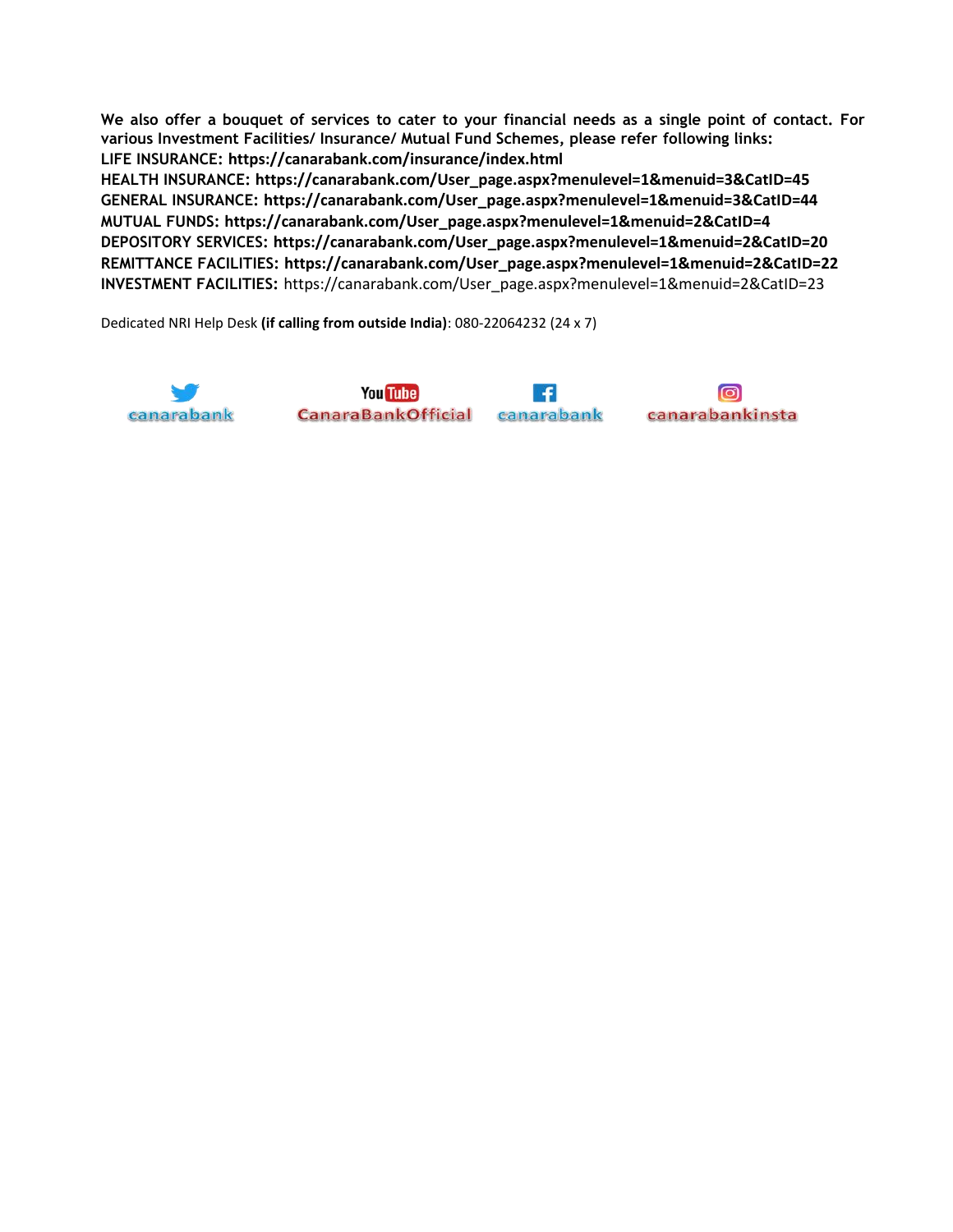**We also offer a bouquet of services to cater to your financial needs as a single point of contact. For various Investment Facilities/ Insurance/ Mutual Fund Schemes, please refer following links:**
**LIFE INSURANCE: https://canarabank.com/insurance/index.html**
**HEALTH INSURANCE: https://canarabank.com/User_page.aspx?menulevel=1&menuid=3&CatID=45**
**GENERAL INSURANCE: https://canarabank.com/User_page.aspx?menulevel=1&menuid=3&CatID=44**
**MUTUAL FUNDS: https://canarabank.com/User_page.aspx?menulevel=1&menuid=2&CatID=4**
**DEPOSITORY SERVICES: https://canarabank.com/User_page.aspx?menulevel=1&menuid=2&CatID=20**
**REMITTANCE FACILITIES: https://canarabank.com/User_page.aspx?menulevel=1&menuid=2&CatID=22**
**INVESTMENT FACILITIES:** https://canarabank.com/User_page.aspx?menulevel=1&menuid=2&CatID=23

Dedicated NRI Help Desk **(if calling from outside India)**: 080-22064232 (24 x 7)

canarabank    YouTube CanaraBankOfficial    canarabank    canarabankinsta